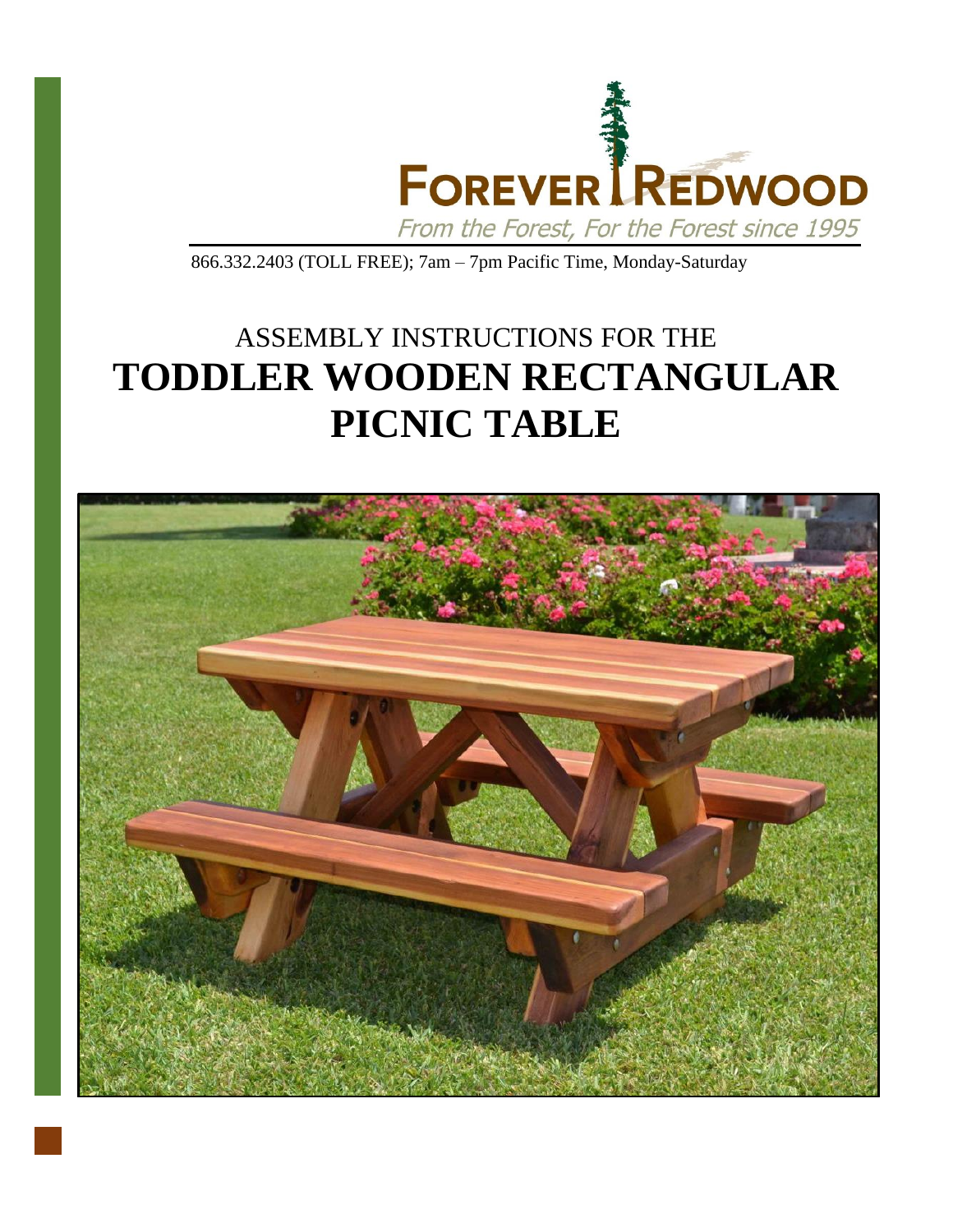FOREVER REDWOOD

*From the Forest, For the Forest since 1995*

866.332.2403 (TOLL FREE); 7am – 7pm Pacific Time, Monday-Saturday

ASSEMBLY INSTRUCTIONS FOR THE

# TODDLER WOODEN RECTANGULAR PICNIC TABLE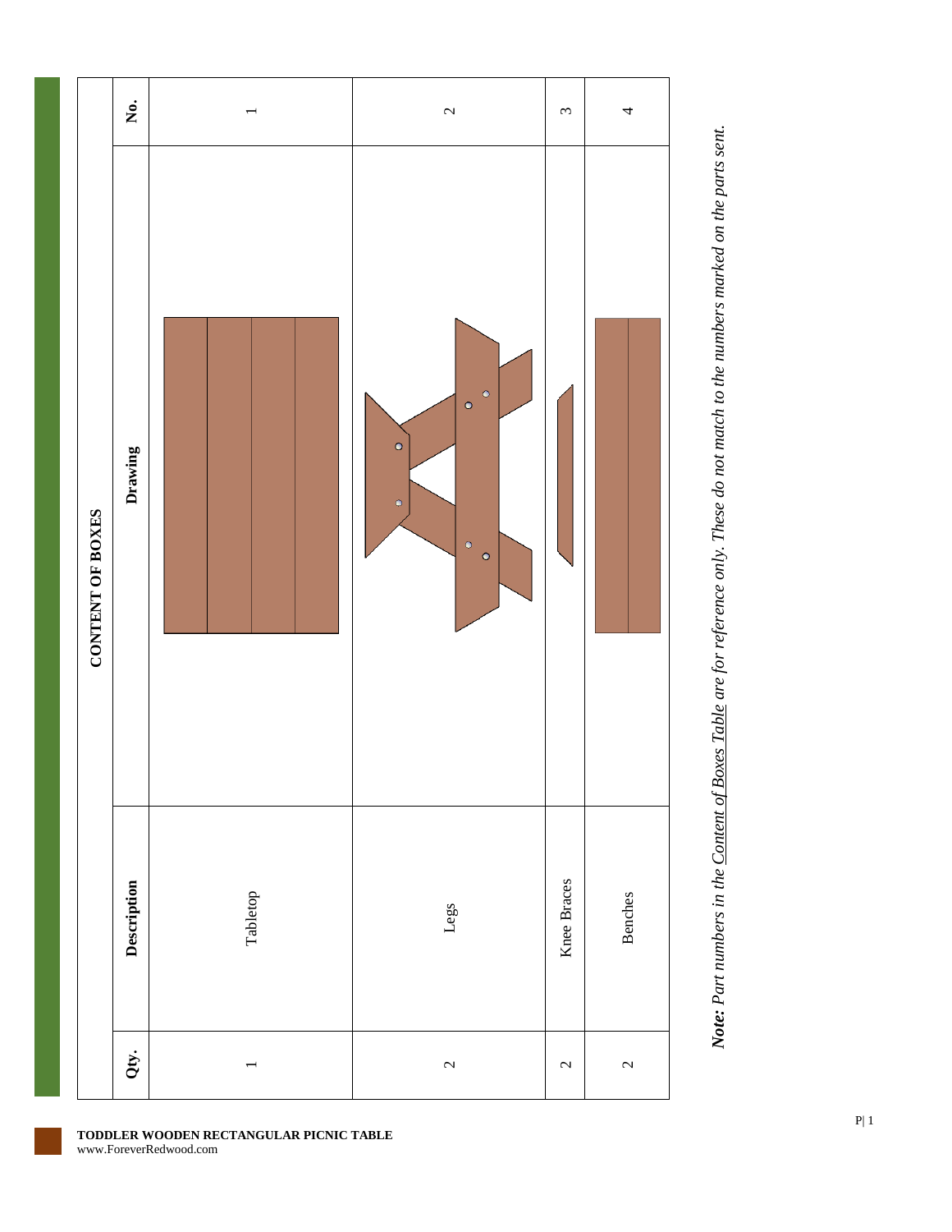## CONTENT OF BOXES

| Qty. | Description | Drawing | No. |
|---|---|---|---|
| 1 | Tabletop | | 1 |
| 2 | Legs | | 2 |
| 2 | Knee Braces | | 3 |
| 2 | Benches | | 4 |

***Note:*** *Part numbers in the Content of Boxes Table are for reference only. These do not match to the numbers marked on the parts sent.*

**TODDLER WOODEN RECTANGULAR PICNIC TABLE**
www.ForeverRedwood.com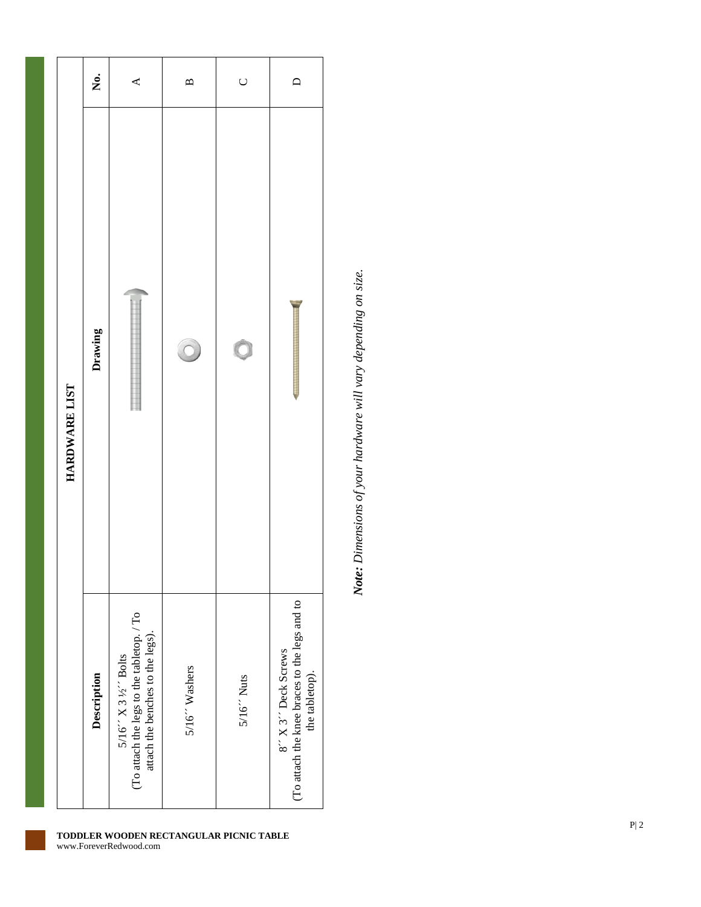## HARDWARE LIST

| No. | Drawing | Description |
|---|---|---|
| A | | 5/16´´ X 3 ½´´ Bolts (To attach the legs to the tabletop. / To attach the benches to the legs). |
| B | | 5/16´´ Washers |
| C | | 5/16´´ Nuts |
| D | | 8´´ X 3´´ Deck Screws (To attach the knee braces to the legs and to the tabletop). |

***Note:*** *Dimensions of your hardware will vary depending on size.*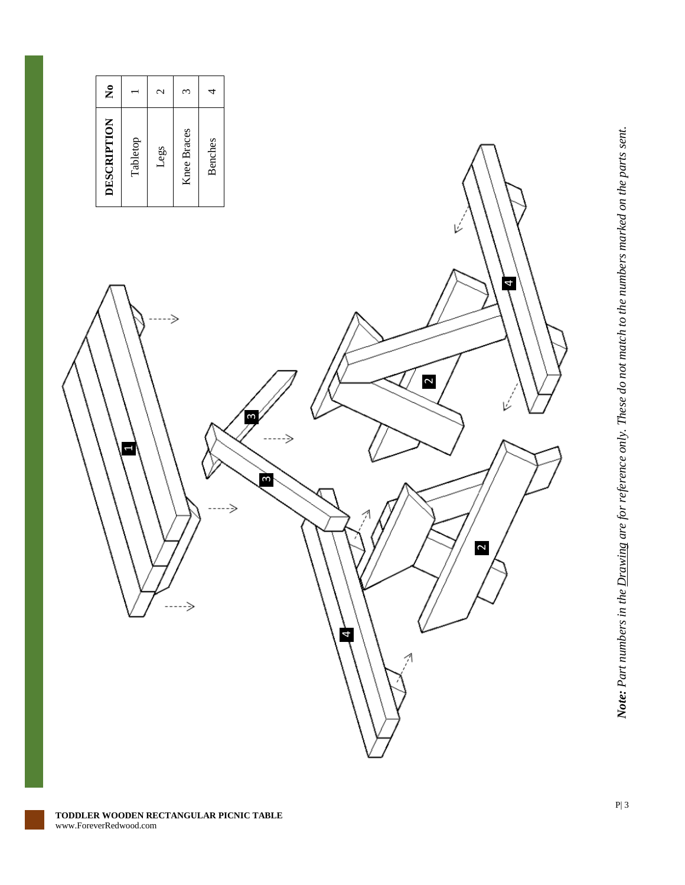| DESCRIPTION | No |
|---|---|
| Tabletop | 1 |
| Legs | 2 |
| Knee Braces | 3 |
| Benches | 4 |

***Note:*** *Part numbers in the Drawing are for reference only. These do not match to the numbers marked on the parts sent.*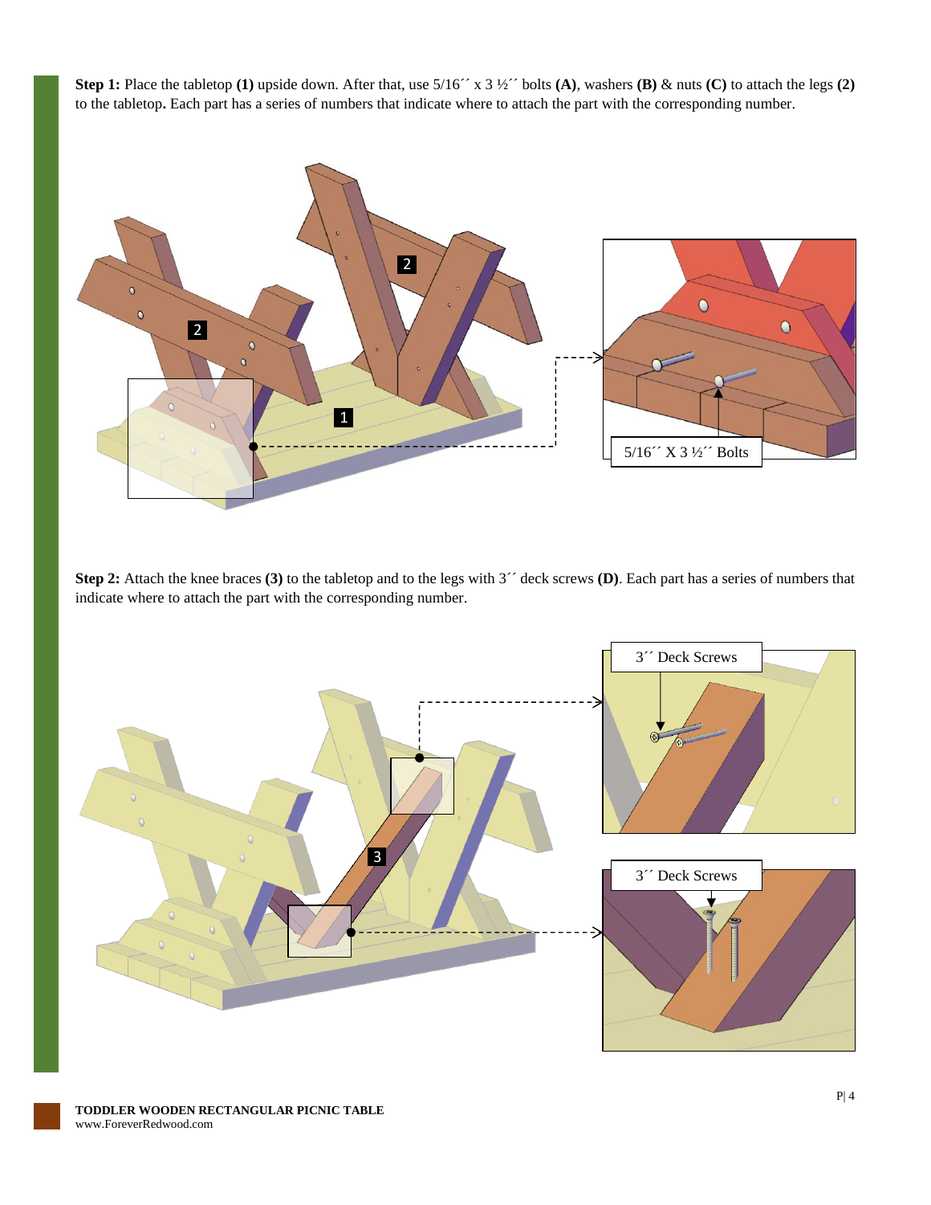**Step 1:** Place the tabletop **(1)** upside down. After that, use 5/16´´ x 3 ½´´ bolts **(A)**, washers **(B)** & nuts **(C)** to attach the legs **(2)** to the tabletop**.** Each part has a series of numbers that indicate where to attach the part with the corresponding number.

2

2

1

5/16´´ X 3 ½´´ Bolts

**Step 2:** Attach the knee braces **(3)** to the tabletop and to the legs with 3´´ deck screws **(D)**. Each part has a series of numbers that indicate where to attach the part with the corresponding number.

3

3´´ Deck Screws

3´´ Deck Screws

**TODDLER WOODEN RECTANGULAR PICNIC TABLE**
www.ForeverRedwood.com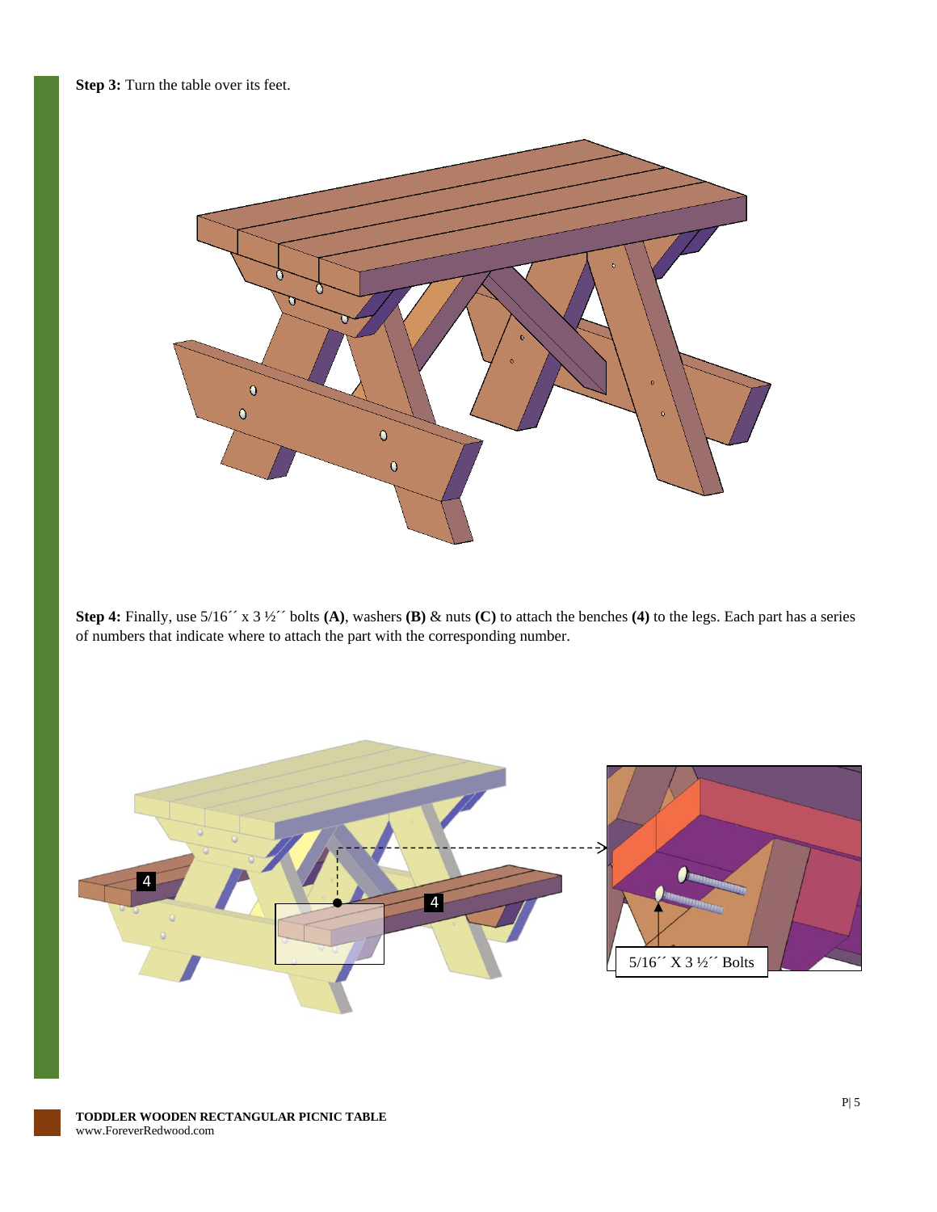**Step 3:** Turn the table over its feet.

**Step 4:** Finally, use 5/16´´ x 3 ½´´ bolts **(A)**, washers **(B)** & nuts **(C)** to attach the benches **(4)** to the legs. Each part has a series of numbers that indicate where to attach the part with the corresponding number.

5/16´´ X 3 ½´´ Bolts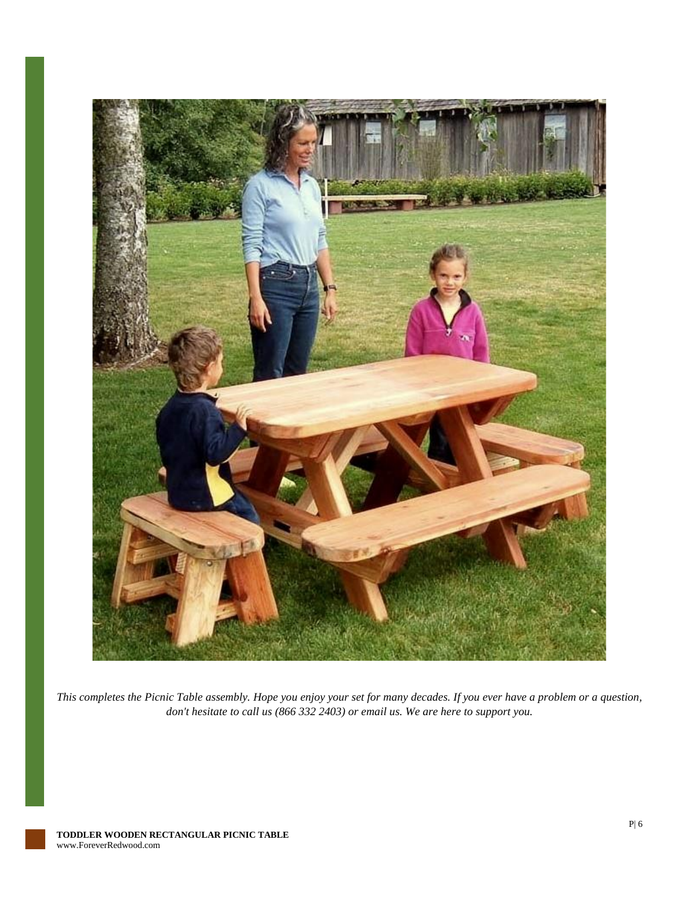*This completes the Picnic Table assembly. Hope you enjoy your set for many decades. If you ever have a problem or a question, don't hesitate to call us (866 332 2403) or email us. We are here to support you.*